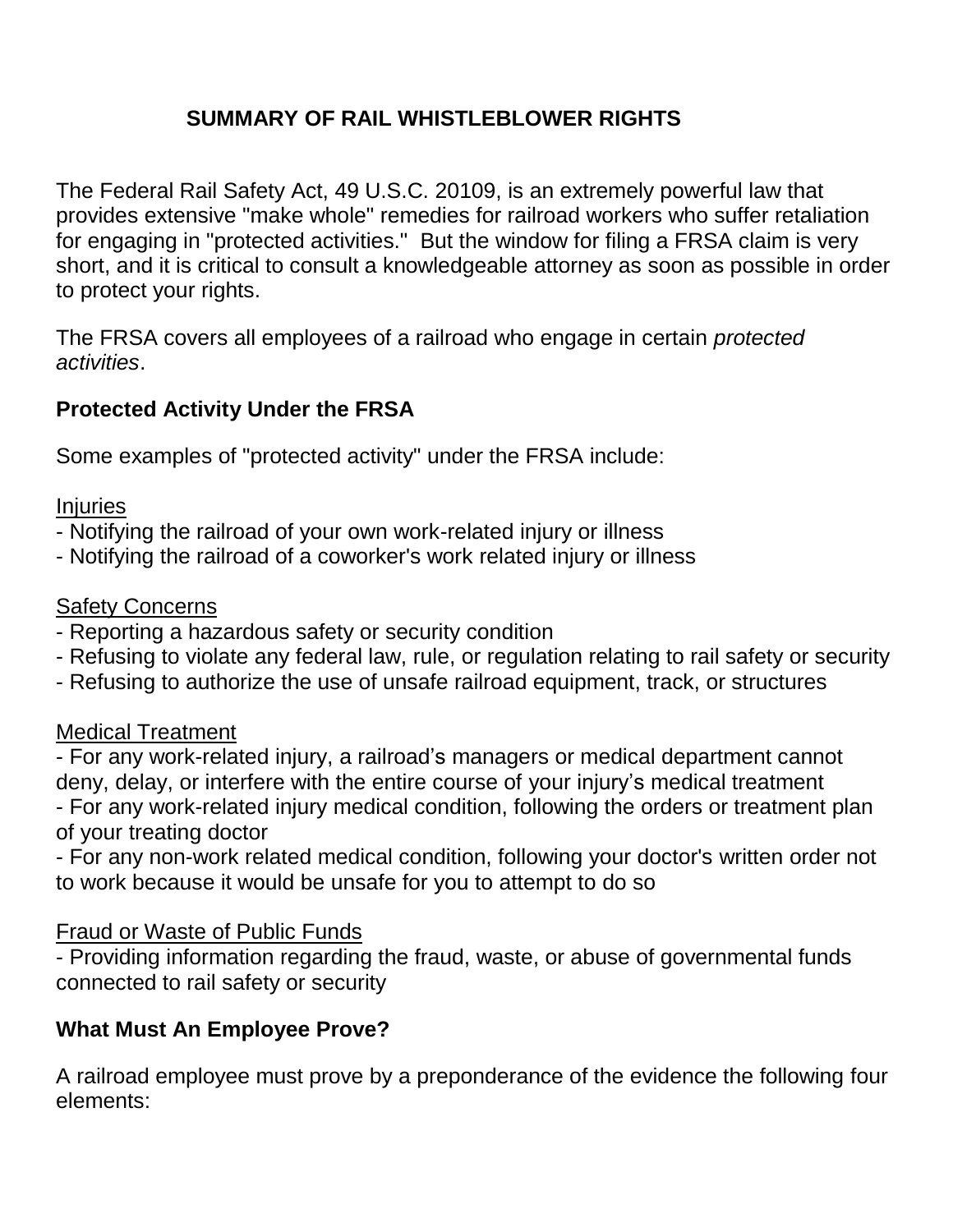# SUMMARY OF RAIL WHISTLEBLOWER RIGHTS

The Federal Rail Safety Act, 49 U.S.C. 20109, is an extremely powerful law that provides extensive "make whole" remedies for railroad workers who suffer retaliation for engaging in "protected activities." But the window for filing a FRSA claim is very short, and it is critical to consult a knowledgeable attorney as soon as possible in order to protect your rights.

The FRSA covers all employees of a railroad who engage in certain *protected activities*.

## Protected Activity Under the FRSA

Some examples of "protected activity" under the FRSA include:

<u>Injuries</u>

- Notifying the railroad of your own work-related injury or illness
- Notifying the railroad of a coworker's work related injury or illness

<u>Safety Concerns</u>

- Reporting a hazardous safety or security condition
- Refusing to violate any federal law, rule, or regulation relating to rail safety or security
- Refusing to authorize the use of unsafe railroad equipment, track, or structures

<u>Medical Treatment</u>

- For any work-related injury, a railroad's managers or medical department cannot deny, delay, or interfere with the entire course of your injury's medical treatment
- For any work-related injury medical condition, following the orders or treatment plan of your treating doctor
- For any non-work related medical condition, following your doctor's written order not to work because it would be unsafe for you to attempt to do so

<u>Fraud or Waste of Public Funds</u>

- Providing information regarding the fraud, waste, or abuse of governmental funds connected to rail safety or security

## What Must An Employee Prove?

A railroad employee must prove by a preponderance of the evidence the following four elements: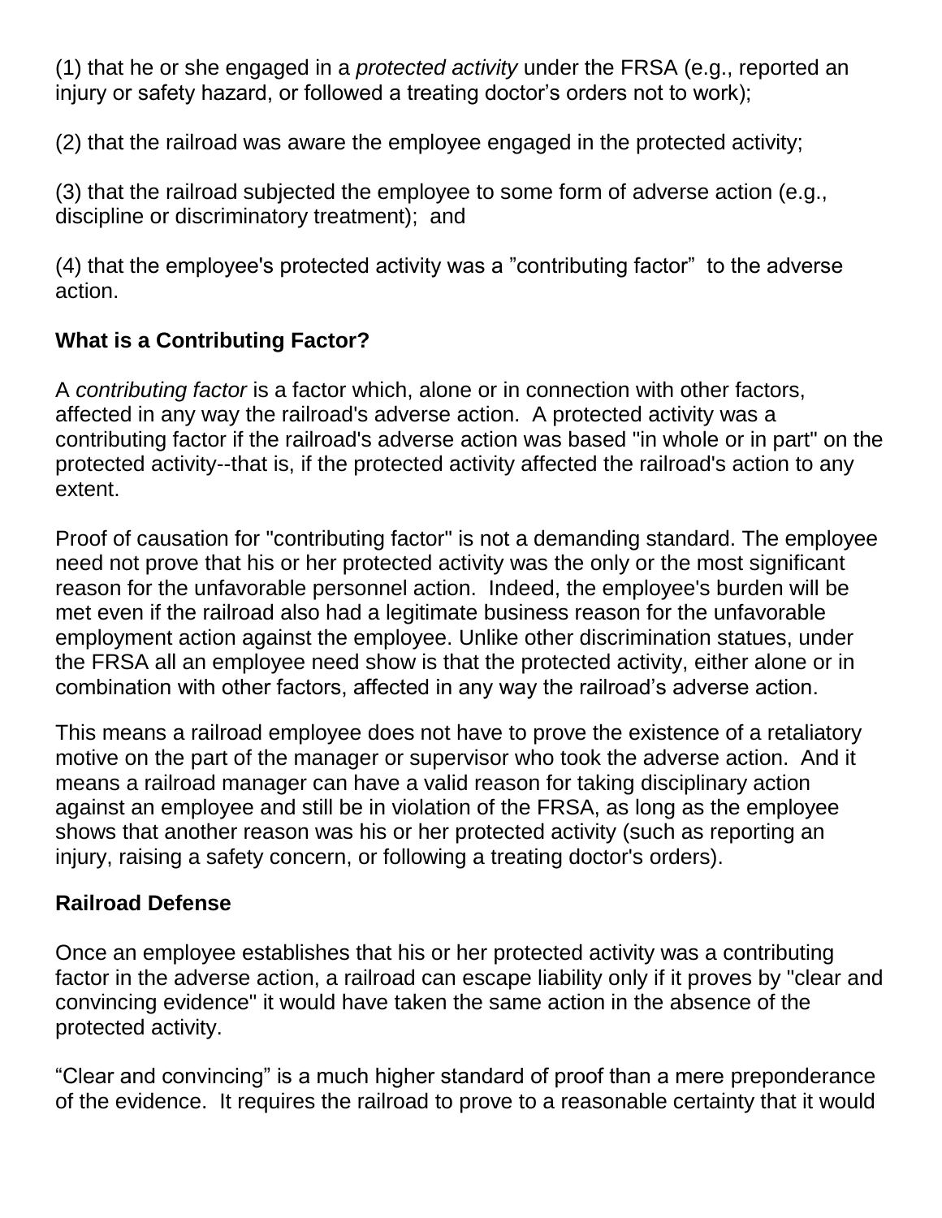(1) that he or she engaged in a *protected activity* under the FRSA (e.g., reported an injury or safety hazard, or followed a treating doctor's orders not to work);

(2) that the railroad was aware the employee engaged in the protected activity;

(3) that the railroad subjected the employee to some form of adverse action (e.g., discipline or discriminatory treatment); and

(4) that the employee's protected activity was a "contributing factor" to the adverse action.

### What is a Contributing Factor?

A *contributing factor* is a factor which, alone or in connection with other factors, affected in any way the railroad's adverse action. A protected activity was a contributing factor if the railroad's adverse action was based "in whole or in part" on the protected activity--that is, if the protected activity affected the railroad's action to any extent.

Proof of causation for "contributing factor" is not a demanding standard. The employee need not prove that his or her protected activity was the only or the most significant reason for the unfavorable personnel action. Indeed, the employee's burden will be met even if the railroad also had a legitimate business reason for the unfavorable employment action against the employee. Unlike other discrimination statues, under the FRSA all an employee need show is that the protected activity, either alone or in combination with other factors, affected in any way the railroad's adverse action.

This means a railroad employee does not have to prove the existence of a retaliatory motive on the part of the manager or supervisor who took the adverse action. And it means a railroad manager can have a valid reason for taking disciplinary action against an employee and still be in violation of the FRSA, as long as the employee shows that another reason was his or her protected activity (such as reporting an injury, raising a safety concern, or following a treating doctor's orders).

### Railroad Defense

Once an employee establishes that his or her protected activity was a contributing factor in the adverse action, a railroad can escape liability only if it proves by "clear and convincing evidence" it would have taken the same action in the absence of the protected activity.

"Clear and convincing" is a much higher standard of proof than a mere preponderance of the evidence. It requires the railroad to prove to a reasonable certainty that it would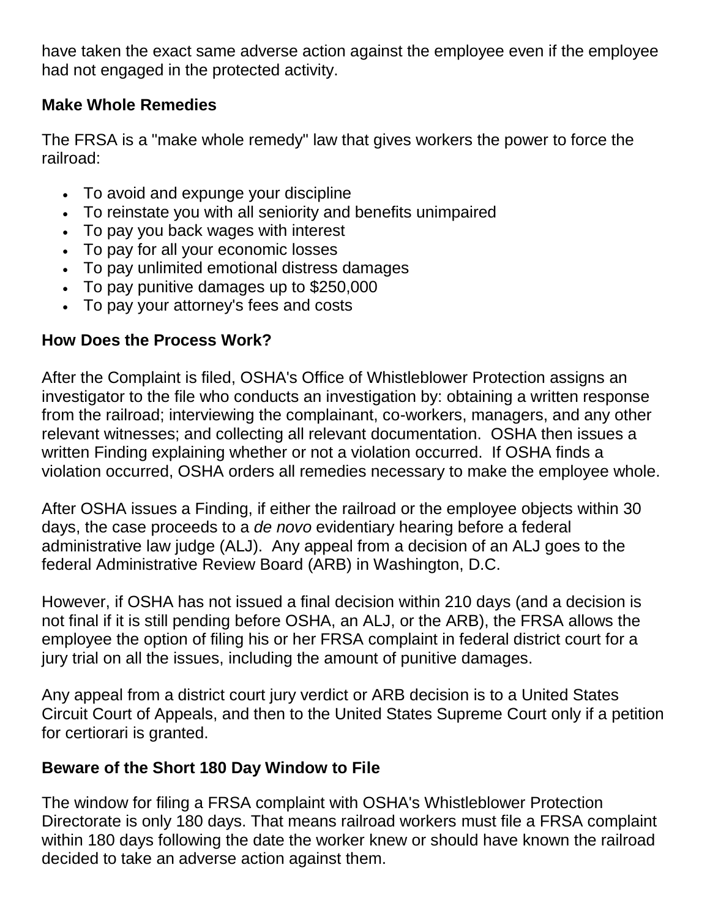have taken the exact same adverse action against the employee even if the employee had not engaged in the protected activity.

**Make Whole Remedies**

The FRSA is a "make whole remedy" law that gives workers the power to force the railroad:

- To avoid and expunge your discipline
- To reinstate you with all seniority and benefits unimpaired
- To pay you back wages with interest
- To pay for all your economic losses
- To pay unlimited emotional distress damages
- To pay punitive damages up to $250,000
- To pay your attorney's fees and costs

**How Does the Process Work?**

After the Complaint is filed, OSHA's Office of Whistleblower Protection assigns an investigator to the file who conducts an investigation by: obtaining a written response from the railroad; interviewing the complainant, co-workers, managers, and any other relevant witnesses; and collecting all relevant documentation. OSHA then issues a written Finding explaining whether or not a violation occurred. If OSHA finds a violation occurred, OSHA orders all remedies necessary to make the employee whole.

After OSHA issues a Finding, if either the railroad or the employee objects within 30 days, the case proceeds to a *de novo* evidentiary hearing before a federal administrative law judge (ALJ). Any appeal from a decision of an ALJ goes to the federal Administrative Review Board (ARB) in Washington, D.C.

However, if OSHA has not issued a final decision within 210 days (and a decision is not final if it is still pending before OSHA, an ALJ, or the ARB), the FRSA allows the employee the option of filing his or her FRSA complaint in federal district court for a jury trial on all the issues, including the amount of punitive damages.

Any appeal from a district court jury verdict or ARB decision is to a United States Circuit Court of Appeals, and then to the United States Supreme Court only if a petition for certiorari is granted.

**Beware of the Short 180 Day Window to File**

The window for filing a FRSA complaint with OSHA's Whistleblower Protection Directorate is only 180 days. That means railroad workers must file a FRSA complaint within 180 days following the date the worker knew or should have known the railroad decided to take an adverse action against them.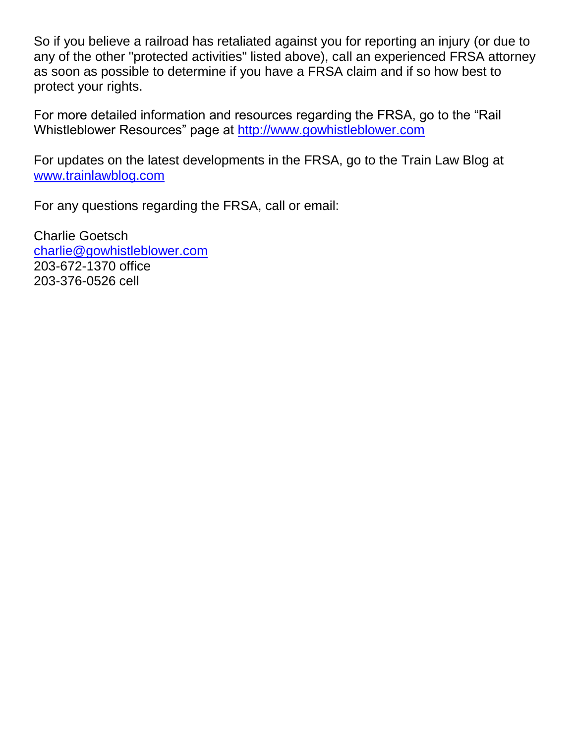So if you believe a railroad has retaliated against you for reporting an injury (or due to any of the other "protected activities" listed above), call an experienced FRSA attorney as soon as possible to determine if you have a FRSA claim and if so how best to protect your rights.

For more detailed information and resources regarding the FRSA, go to the "Rail Whistleblower Resources" page at [http://www.gowhistleblower.com](http://www.gowhistleblower.com)

For updates on the latest developments in the FRSA, go to the Train Law Blog at [www.trainlawblog.com](http://www.trainlawblog.com)

For any questions regarding the FRSA, call or email:

Charlie Goetsch
[charlie@gowhistleblower.com](mailto:charlie@gowhistleblower.com)
203-672-1370 office
203-376-0526 cell